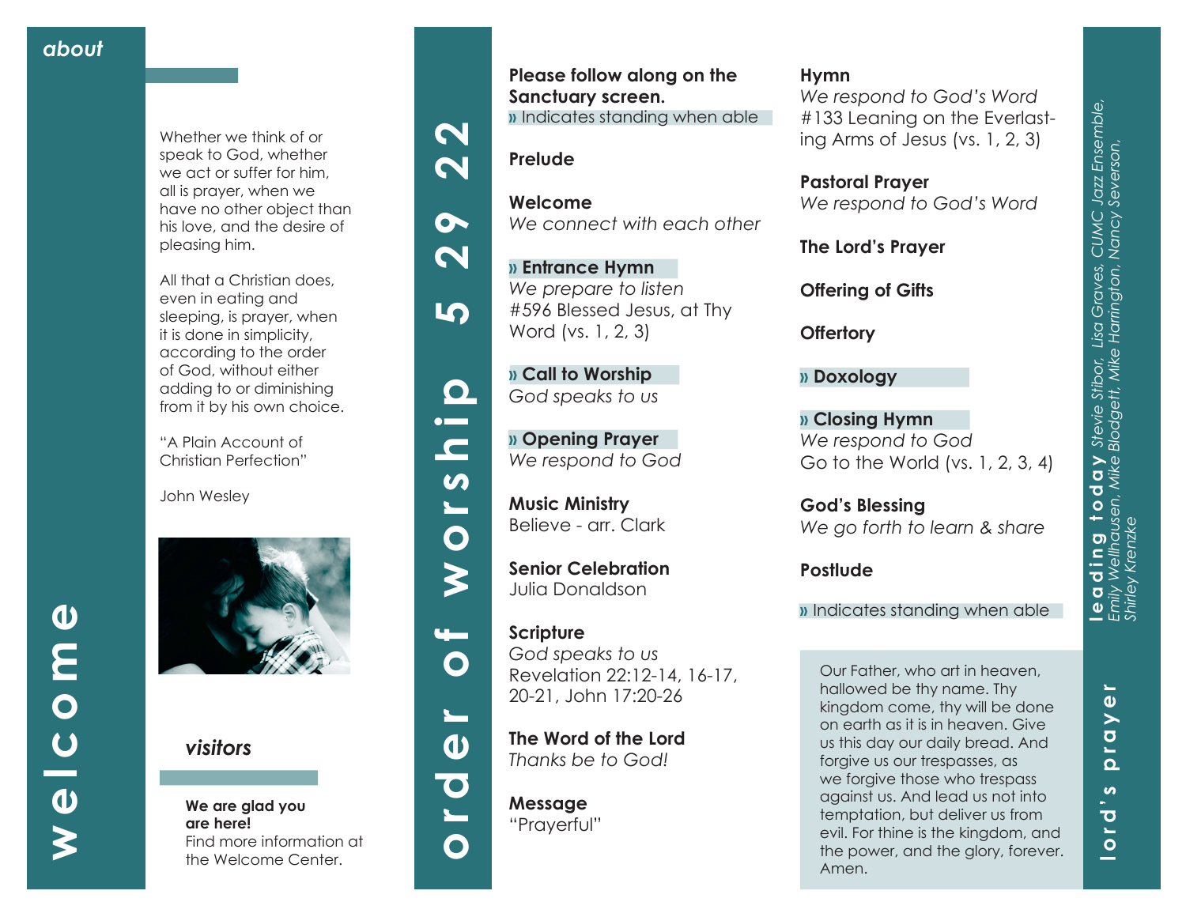# welcome

## about

Whether we think of or speak to God, whether we act or suffer for him, all is prayer, when we have no other object than his love, and the desire of pleasing him.

All that a Christian does, even in eating and sleeping, is prayer, when it is done in simplicity, according to the order of God, without either adding to or diminishing from it by his own choice.

"A Plain Account of Christian Perfection"

John Wesley

## visitors

**We are glad you are here!**
Find more information at the Welcome Center.

# order of worship 5 29 22

**Please follow along on the Sanctuary screen.**
» Indicates standing when able

**Prelude**

**Welcome**
*We connect with each other*

**» Entrance Hymn**
*We prepare to listen*
#596 Blessed Jesus, at Thy Word (vs. 1, 2, 3)

**» Call to Worship**
*God speaks to us*

**» Opening Prayer**
*We respond to God*

**Music Ministry**
Believe - arr. Clark

**Senior Celebration**
Julia Donaldson

**Scripture**
*God speaks to us*
Revelation 22:12-14, 16-17, 20-21, John 17:20-26

**The Word of the Lord**
*Thanks be to God!*

**Message**
"Prayerful"

**Hymn**
*We respond to God's Word*
#133 Leaning on the Everlasting Arms of Jesus (vs. 1, 2, 3)

**Pastoral Prayer**
*We respond to God's Word*

**The Lord's Prayer**

**Offering of Gifts**

**Offertory**

**» Doxology**

**» Closing Hymn**
*We respond to God*
Go to the World (vs. 1, 2, 3, 4)

**God's Blessing**
*We go forth to learn & share*

**Postlude**

» Indicates standing when able

## leading today

*Stevie Stibor, Lisa Graves, CUMC Jazz Ensemble, Emily Wellhausen, Mike Blodgett, Mike Harrington, Nancy Severson, Shirley Krenzke*

## lord's prayer

Our Father, who art in heaven, hallowed be thy name. Thy kingdom come, thy will be done on earth as it is in heaven. Give us this day our daily bread. And forgive us our trespasses, as we forgive those who trespass against us. And lead us not into temptation, but deliver us from evil. For thine is the kingdom, and the power, and the glory, forever. Amen.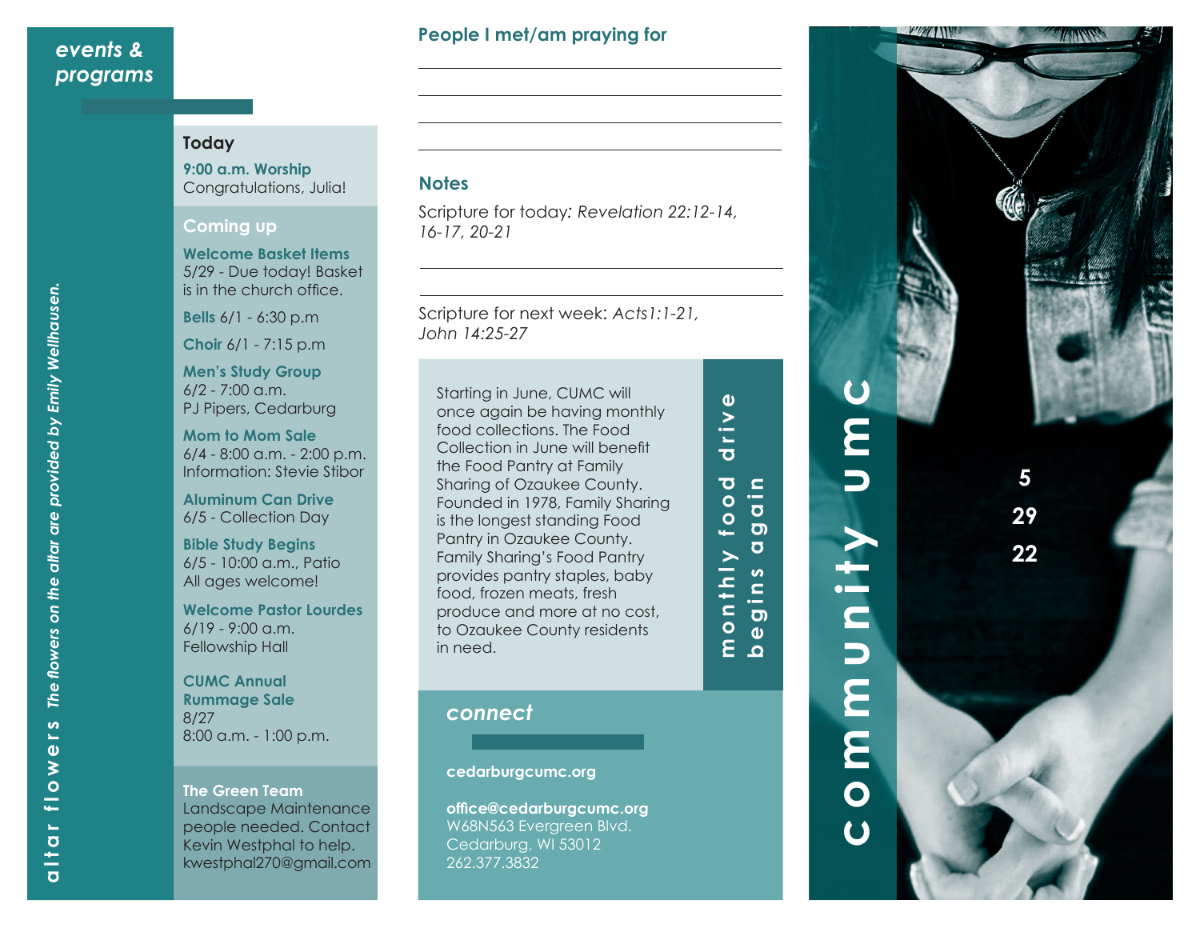## events & programs

**altar flowers** *The flowers on the altar are provided by Emily Welhausen.*

### Today

**9:00 a.m. Worship**
Congratulations, Julia!

### Coming up

**Welcome Basket Items**
5/29 - Due today! Basket is in the church office.

**Bells** 6/1 - 6:30 p.m

**Choir** 6/1 - 7:15 p.m

**Men's Study Group**
6/2 - 7:00 a.m.
PJ Pipers, Cedarburg

**Mom to Mom Sale**
6/4 - 8:00 a.m. - 2:00 p.m.
Information: Stevie Stibor

**Aluminum Can Drive**
6/5 - Collection Day

**Bible Study Begins**
6/5 - 10:00 a.m., Patio
All ages welcome!

**Welcome Pastor Lourdes**
6/19 - 9:00 a.m.
Fellowship Hall

**CUMC Annual Rummage Sale**
8/27
8:00 a.m. - 1:00 p.m.

**The Green Team**
Landscape Maintenance people needed. Contact Kevin Westphal to help. kwestphal270@gmail.com

## People I met/am praying for

## Notes

Scripture for today: *Revelation 22:12-14, 16-17, 20-21*

Scripture for next week: *Acts1:1-21, John 14:25-27*

### monthly food drive begins again

Starting in June, CUMC will once again be having monthly food collections. The Food Collection in June will benefit the Food Pantry at Family Sharing of Ozaukee County. Founded in 1978, Family Sharing is the longest standing Food Pantry in Ozaukee County. Family Sharing's Food Pantry provides pantry staples, baby food, frozen meats, fresh produce and more at no cost, to Ozaukee County residents in need.

## connect

**cedarburgcumc.org**

**office@cedarburgcumc.org**
W68N563 Evergreen Blvd.
Cedarburg, WI 53012
262.377.3832

# community umc

5
29
22